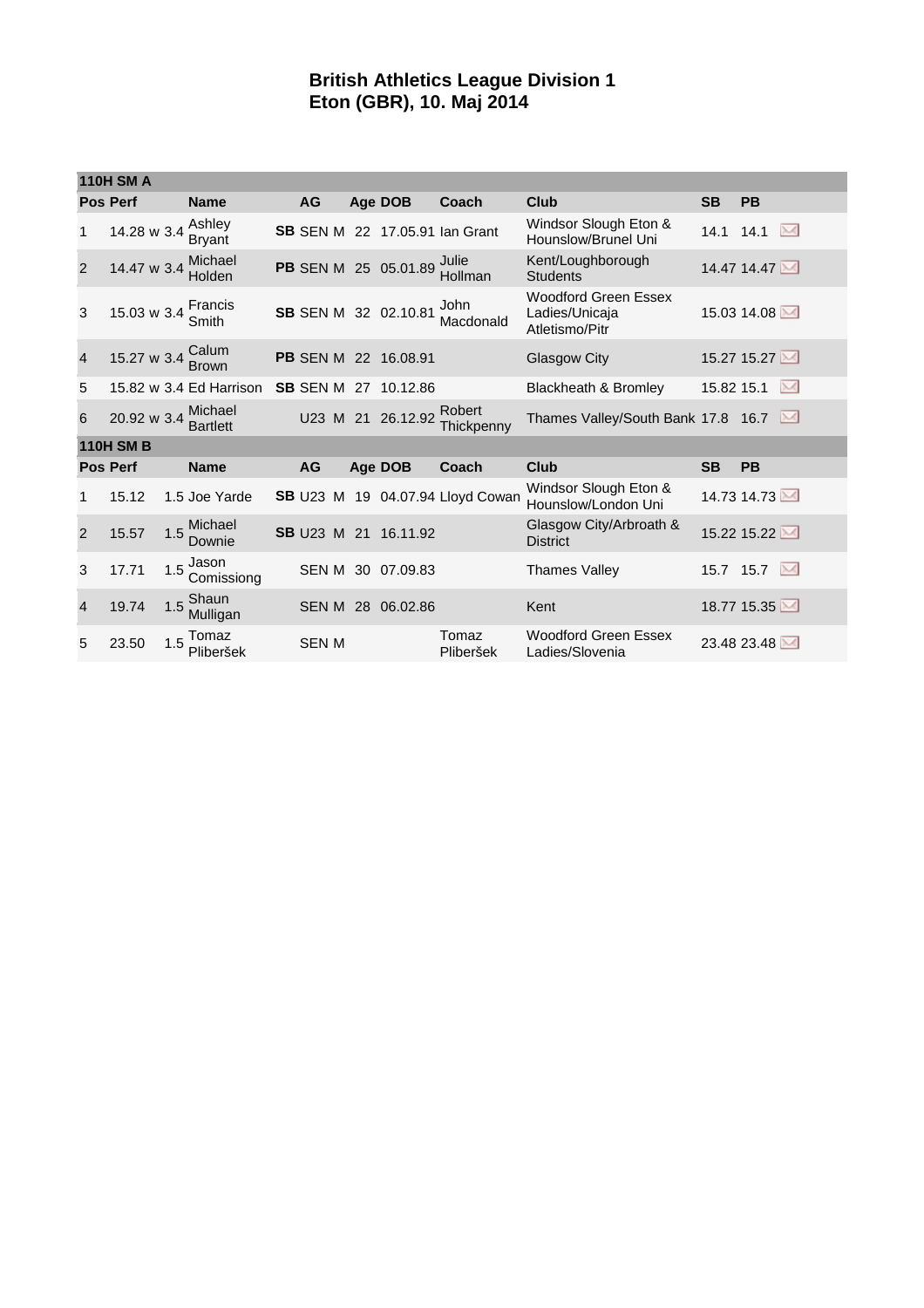# British Athletics League Division 1
# Eton (GBR), 10. Maj 2014

| 110H SM A | | | | | | | | | | | | | |
|---|---|---|---|---|---|---|---|---|---|---|---|---|---|
| Pos | Perf | | Name | | AG | | Age | DOB | Coach | Club | SB | PB | |
| 1 | 14.28 | w 3.4 | Ashley Bryant | SB | SEN | M | 22 | 17.05.91 | Ian Grant | Windsor Slough Eton & Hounslow/Brunel Uni | 14.1 | 14.1 | |
| 2 | 14.47 | w 3.4 | Michael Holden | PB | SEN | M | 25 | 05.01.89 | Julie Hollman | Kent/Loughborough Students | 14.47 | 14.47 | |
| 3 | 15.03 | w 3.4 | Francis Smith | SB | SEN | M | 32 | 02.10.81 | John Macdonald | Woodford Green Essex Ladies/Unicaja Atletismo/Pitr | 15.03 | 14.08 | |
| 4 | 15.27 | w 3.4 | Calum Brown | PB | SEN | M | 22 | 16.08.91 | | Glasgow City | 15.27 | 15.27 | |
| 5 | 15.82 | w 3.4 | Ed Harrison | SB | SEN | M | 27 | 10.12.86 | | Blackheath & Bromley | 15.82 | 15.1 | |
| 6 | 20.92 | w 3.4 | Michael Bartlett | | U23 | M | 21 | 26.12.92 | Robert Thickpenny | Thames Valley/South Bank | 17.8 | 16.7 | |
| **110H SM B** | | | | | | | | | | | | | |
| Pos | Perf | | Name | | AG | | Age | DOB | Coach | Club | SB | PB | |
| 1 | 15.12 | 1.5 | Joe Yarde | SB | U23 | M | 19 | 04.07.94 | Lloyd Cowan | Windsor Slough Eton & Hounslow/London Uni | 14.73 | 14.73 | |
| 2 | 15.57 | 1.5 | Michael Downie | SB | U23 | M | 21 | 16.11.92 | | Glasgow City/Arbroath & District | 15.22 | 15.22 | |
| 3 | 17.71 | 1.5 | Jason Comissiong | | SEN | M | 30 | 07.09.83 | | Thames Valley | 15.7 | 15.7 | |
| 4 | 19.74 | 1.5 | Shaun Mulligan | | SEN | M | 28 | 06.02.86 | | Kent | 18.77 | 15.35 | |
| 5 | 23.50 | 1.5 | Tomaz Pliberšek | | SEN | M | | | Tomaz Pliberšek | Woodford Green Essex Ladies/Slovenia | 23.48 | 23.48 | |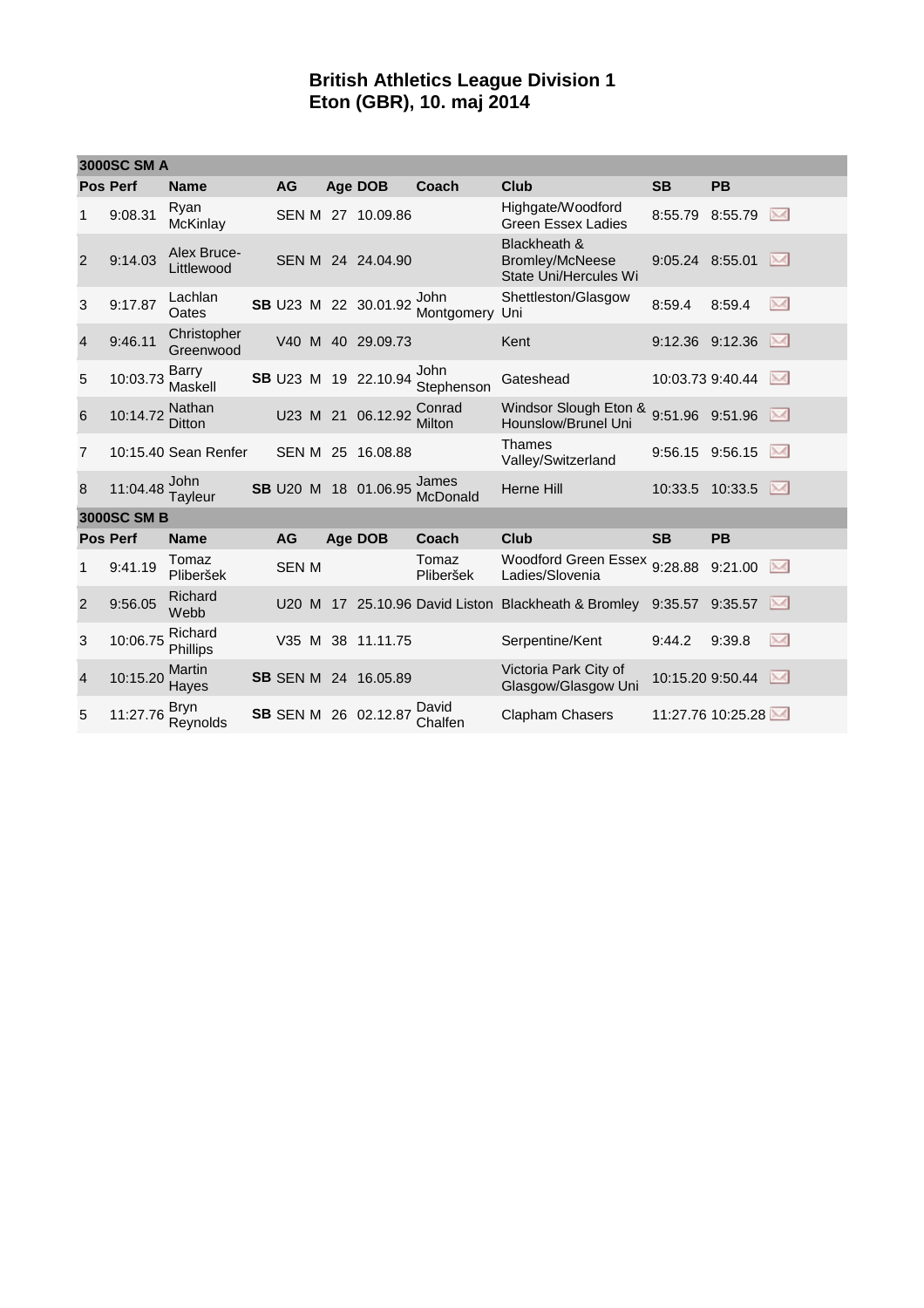## British Athletics League Division 1
## Eton (GBR), 10. maj 2014

| 3000SC SM A | | | | | | | | | | | |
|---|---|---|---|---|---|---|---|---|---|---|---|
| **Pos** | **Perf** | **Name** | | **AG** | | **Age** | **DOB** | **Coach** | **Club** | **SB** | **PB** |
| 1 | 9:08.31 | Ryan McKinlay | | SEN | M | 27 | 10.09.86 | | Highgate/Woodford Green Essex Ladies | 8:55.79 | 8:55.79 |
| 2 | 9:14.03 | Alex Bruce-Littlewood | | SEN | M | 24 | 24.04.90 | | Blackheath & Bromley/McNeese State Uni/Hercules Wi | 9:05.24 | 8:55.01 |
| 3 | 9:17.87 | Lachlan Oates | SB | U23 | M | 22 | 30.01.92 | John Montgomery | Shettleston/Glasgow Uni | 8:59.4 | 8:59.4 |
| 4 | 9:46.11 | Christopher Greenwood | | V40 | M | 40 | 29.09.73 | | Kent | 9:12.36 | 9:12.36 |
| 5 | 10:03.73 | Barry Maskell | SB | U23 | M | 19 | 22.10.94 | John Stephenson | Gateshead | 10:03.73 | 9:40.44 |
| 6 | 10:14.72 | Nathan Ditton | | U23 | M | 21 | 06.12.92 | Conrad Milton | Windsor Slough Eton & Hounslow/Brunel Uni | 9:51.96 | 9:51.96 |
| 7 | 10:15.40 | Sean Renfer | | SEN | M | 25 | 16.08.88 | | Thames Valley/Switzerland | 9:56.15 | 9:56.15 |
| 8 | 11:04.48 | John Tayleur | SB | U20 | M | 18 | 01.06.95 | James McDonald | Herne Hill | 10:33.5 | 10:33.5 |
| **3000SC SM B** | | | | | | | | | | | |
| **Pos** | **Perf** | **Name** | | **AG** | | **Age** | **DOB** | **Coach** | **Club** | **SB** | **PB** |
| 1 | 9:41.19 | Tomaz Pliberšek | | SEN | M | | | Tomaz Pliberšek | Woodford Green Essex Ladies/Slovenia | 9:28.88 | 9:21.00 |
| 2 | 9:56.05 | Richard Webb | | U20 | M | 17 | 25.10.96 | David Liston | Blackheath & Bromley | 9:35.57 | 9:35.57 |
| 3 | 10:06.75 | Richard Phillips | | V35 | M | 38 | 11.11.75 | | Serpentine/Kent | 9:44.2 | 9:39.8 |
| 4 | 10:15.20 | Martin Hayes | SB | SEN | M | 24 | 16.05.89 | | Victoria Park City of Glasgow/Glasgow Uni | 10:15.20 | 9:50.44 |
| 5 | 11:27.76 | Bryn Reynolds | SB | SEN | M | 26 | 02.12.87 | David Chalfen | Clapham Chasers | 11:27.76 | 10:25.28 |